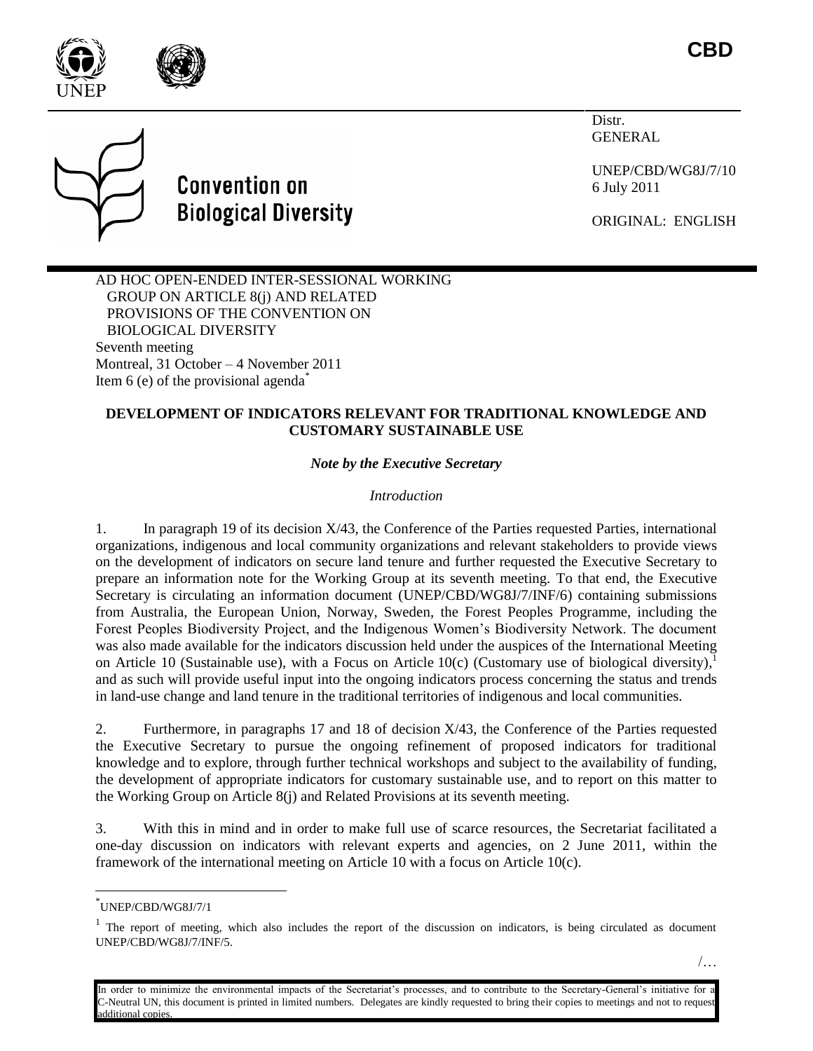CBD

Convention on Biological Diversity

Distr.
GENERAL

UNEP/CBD/WG8J/7/10
6 July 2011

ORIGINAL: ENGLISH

AD HOC OPEN-ENDED INTER-SESSIONAL WORKING GROUP ON ARTICLE 8(j) AND RELATED PROVISIONS OF THE CONVENTION ON BIOLOGICAL DIVERSITY
Seventh meeting
Montreal, 31 October – 4 November 2011
Item 6 (e) of the provisional agenda[*]

**DEVELOPMENT OF INDICATORS RELEVANT FOR TRADITIONAL KNOWLEDGE AND CUSTOMARY SUSTAINABLE USE**

***Note by the Executive Secretary***

*Introduction*

1. In paragraph 19 of its decision X/43, the Conference of the Parties requested Parties, international organizations, indigenous and local community organizations and relevant stakeholders to provide views on the development of indicators on secure land tenure and further requested the Executive Secretary to prepare an information note for the Working Group at its seventh meeting. To that end, the Executive Secretary is circulating an information document (UNEP/CBD/WG8J/7/INF/6) containing submissions from Australia, the European Union, Norway, Sweden, the Forest Peoples Programme, including the Forest Peoples Biodiversity Project, and the Indigenous Women's Biodiversity Network. The document was also made available for the indicators discussion held under the auspices of the International Meeting on Article 10 (Sustainable use), with a Focus on Article 10(c) (Customary use of biological diversity),[1] and as such will provide useful input into the ongoing indicators process concerning the status and trends in land-use change and land tenure in the traditional territories of indigenous and local communities.

2. Furthermore, in paragraphs 17 and 18 of decision X/43, the Conference of the Parties requested the Executive Secretary to pursue the ongoing refinement of proposed indicators for traditional knowledge and to explore, through further technical workshops and subject to the availability of funding, the development of appropriate indicators for customary sustainable use, and to report on this matter to the Working Group on Article 8(j) and Related Provisions at its seventh meeting.

3. With this in mind and in order to make full use of scarce resources, the Secretariat facilitated a one-day discussion on indicators with relevant experts and agencies, on 2 June 2011, within the framework of the international meeting on Article 10 with a focus on Article 10(c).

---

[*] UNEP/CBD/WG8J/7/1

[1] The report of meeting, which also includes the report of the discussion on indicators, is being circulated as document UNEP/CBD/WG8J/7/INF/5.

In order to minimize the environmental impacts of the Secretariat's processes, and to contribute to the Secretary-General's initiative for a C-Neutral UN, this document is printed in limited numbers. Delegates are kindly requested to bring their copies to meetings and not to request additional copies.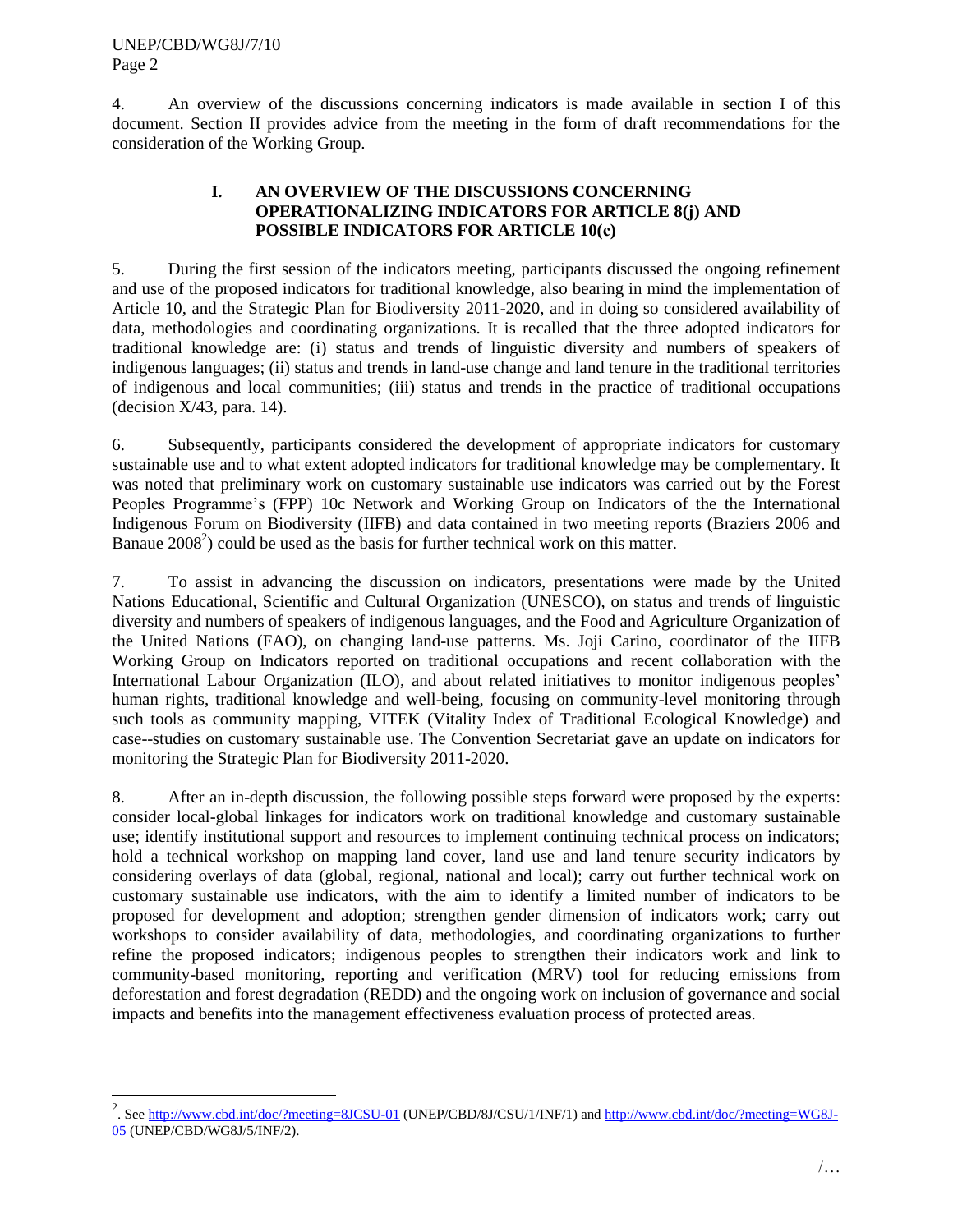4. An overview of the discussions concerning indicators is made available in section I of this document. Section II provides advice from the meeting in the form of draft recommendations for the consideration of the Working Group.

## I. AN OVERVIEW OF THE DISCUSSIONS CONCERNING OPERATIONALIZING INDICATORS FOR ARTICLE 8(j) AND POSSIBLE INDICATORS FOR ARTICLE 10(c)

5. During the first session of the indicators meeting, participants discussed the ongoing refinement and use of the proposed indicators for traditional knowledge, also bearing in mind the implementation of Article 10, and the Strategic Plan for Biodiversity 2011-2020, and in doing so considered availability of data, methodologies and coordinating organizations. It is recalled that the three adopted indicators for traditional knowledge are: (i) status and trends of linguistic diversity and numbers of speakers of indigenous languages; (ii) status and trends in land-use change and land tenure in the traditional territories of indigenous and local communities; (iii) status and trends in the practice of traditional occupations (decision X/43, para. 14).

6. Subsequently, participants considered the development of appropriate indicators for customary sustainable use and to what extent adopted indicators for traditional knowledge may be complementary. It was noted that preliminary work on customary sustainable use indicators was carried out by the Forest Peoples Programme's (FPP) 10c Network and Working Group on Indicators of the the International Indigenous Forum on Biodiversity (IIFB) and data contained in two meeting reports (Braziers 2006 and Banaue 2008[2]) could be used as the basis for further technical work on this matter.

7. To assist in advancing the discussion on indicators, presentations were made by the United Nations Educational, Scientific and Cultural Organization (UNESCO), on status and trends of linguistic diversity and numbers of speakers of indigenous languages, and the Food and Agriculture Organization of the United Nations (FAO), on changing land-use patterns. Ms. Joji Carino, coordinator of the IIFB Working Group on Indicators reported on traditional occupations and recent collaboration with the International Labour Organization (ILO), and about related initiatives to monitor indigenous peoples' human rights, traditional knowledge and well-being, focusing on community-level monitoring through such tools as community mapping, VITEK (Vitality Index of Traditional Ecological Knowledge) and case--studies on customary sustainable use. The Convention Secretariat gave an update on indicators for monitoring the Strategic Plan for Biodiversity 2011-2020.

8. After an in-depth discussion, the following possible steps forward were proposed by the experts: consider local-global linkages for indicators work on traditional knowledge and customary sustainable use; identify institutional support and resources to implement continuing technical process on indicators; hold a technical workshop on mapping land cover, land use and land tenure security indicators by considering overlays of data (global, regional, national and local); carry out further technical work on customary sustainable use indicators, with the aim to identify a limited number of indicators to be proposed for development and adoption; strengthen gender dimension of indicators work; carry out workshops to consider availability of data, methodologies, and coordinating organizations to further refine the proposed indicators; indigenous peoples to strengthen their indicators work and link to community-based monitoring, reporting and verification (MRV) tool for reducing emissions from deforestation and forest degradation (REDD) and the ongoing work on inclusion of governance and social impacts and benefits into the management effectiveness evaluation process of protected areas.

---

[2]. See http://www.cbd.int/doc/?meeting=8JCSU-01 (UNEP/CBD/8J/CSU/1/INF/1) and http://www.cbd.int/doc/?meeting=WG8J-05 (UNEP/CBD/WG8J/5/INF/2).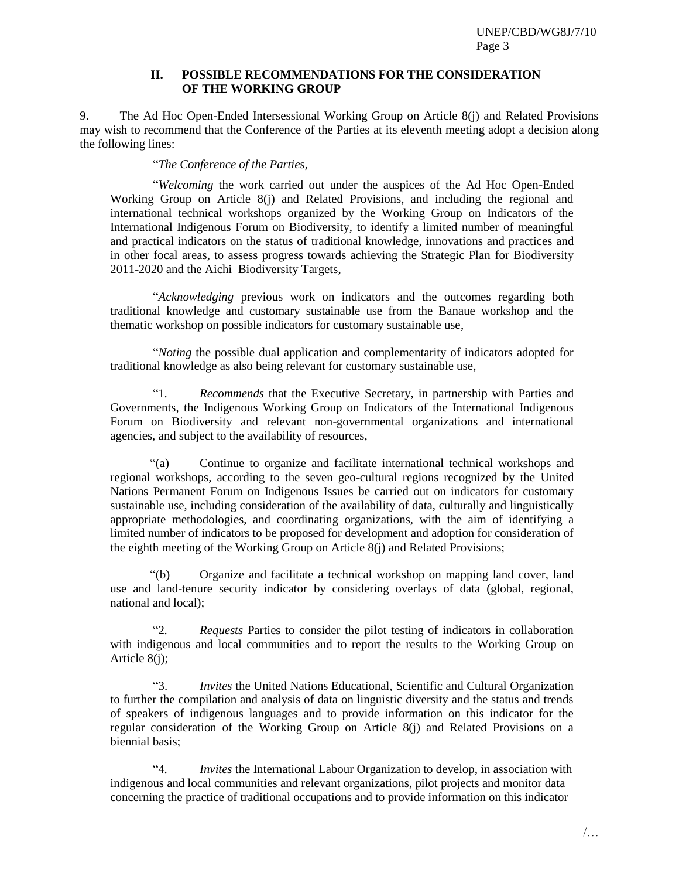## II. POSSIBLE RECOMMENDATIONS FOR THE CONSIDERATION OF THE WORKING GROUP

9. The Ad Hoc Open-Ended Intersessional Working Group on Article 8(j) and Related Provisions may wish to recommend that the Conference of the Parties at its eleventh meeting adopt a decision along the following lines:

"*The Conference of the Parties*,

"*Welcoming* the work carried out under the auspices of the Ad Hoc Open-Ended Working Group on Article 8(j) and Related Provisions, and including the regional and international technical workshops organized by the Working Group on Indicators of the International Indigenous Forum on Biodiversity, to identify a limited number of meaningful and practical indicators on the status of traditional knowledge, innovations and practices and in other focal areas, to assess progress towards achieving the Strategic Plan for Biodiversity 2011-2020 and the Aichi Biodiversity Targets,

"*Acknowledging* previous work on indicators and the outcomes regarding both traditional knowledge and customary sustainable use from the Banaue workshop and the thematic workshop on possible indicators for customary sustainable use,

"*Noting* the possible dual application and complementarity of indicators adopted for traditional knowledge as also being relevant for customary sustainable use,

"1. *Recommends* that the Executive Secretary, in partnership with Parties and Governments, the Indigenous Working Group on Indicators of the International Indigenous Forum on Biodiversity and relevant non-governmental organizations and international agencies, and subject to the availability of resources,

"(a) Continue to organize and facilitate international technical workshops and regional workshops, according to the seven geo-cultural regions recognized by the United Nations Permanent Forum on Indigenous Issues be carried out on indicators for customary sustainable use, including consideration of the availability of data, culturally and linguistically appropriate methodologies, and coordinating organizations, with the aim of identifying a limited number of indicators to be proposed for development and adoption for consideration of the eighth meeting of the Working Group on Article 8(j) and Related Provisions;

"(b) Organize and facilitate a technical workshop on mapping land cover, land use and land-tenure security indicator by considering overlays of data (global, regional, national and local);

"2. *Requests* Parties to consider the pilot testing of indicators in collaboration with indigenous and local communities and to report the results to the Working Group on Article 8(j);

"3. *Invites* the United Nations Educational, Scientific and Cultural Organization to further the compilation and analysis of data on linguistic diversity and the status and trends of speakers of indigenous languages and to provide information on this indicator for the regular consideration of the Working Group on Article 8(j) and Related Provisions on a biennial basis;

"4. *Invites* the International Labour Organization to develop, in association with indigenous and local communities and relevant organizations, pilot projects and monitor data concerning the practice of traditional occupations and to provide information on this indicator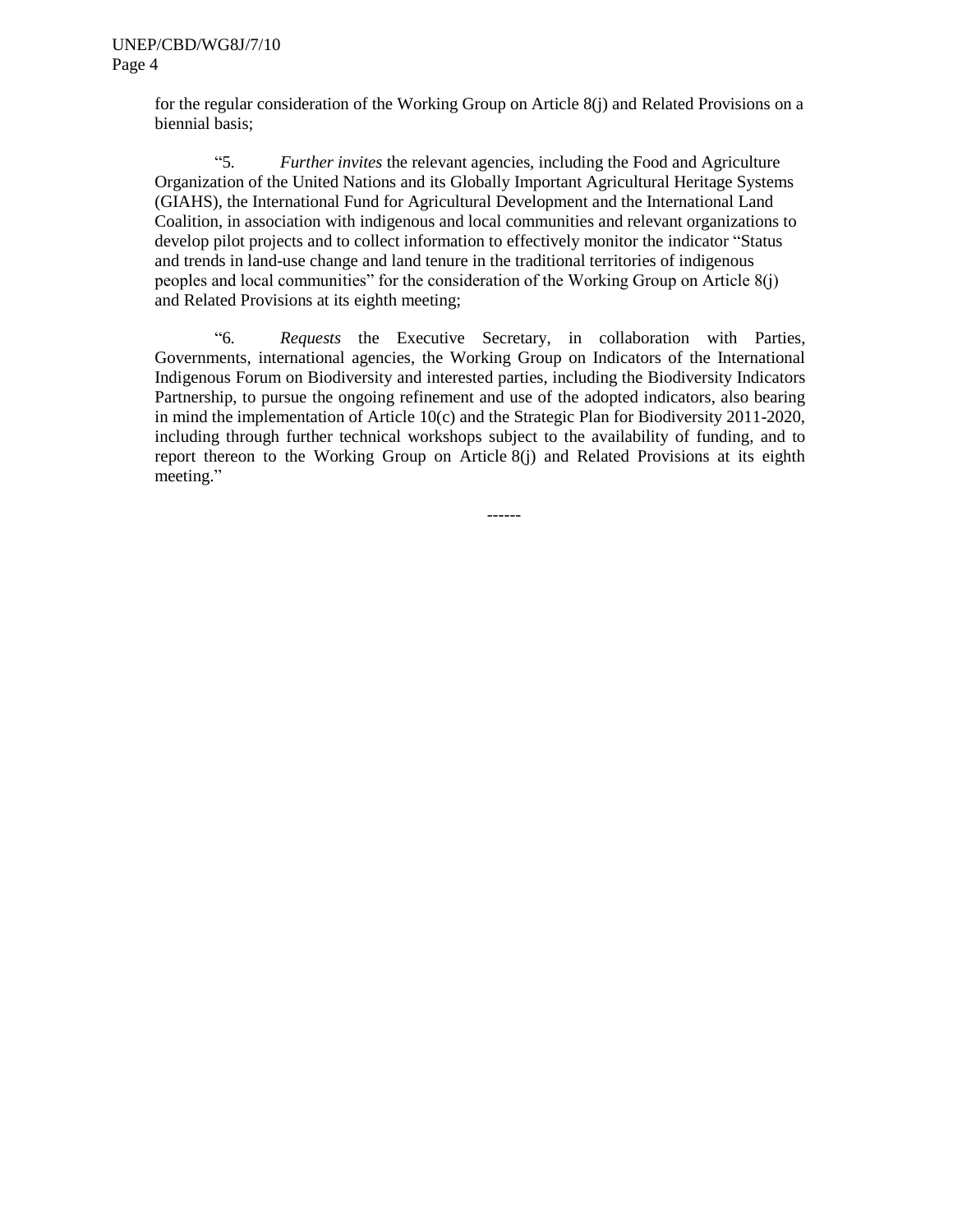for the regular consideration of the Working Group on Article 8(j) and Related Provisions on a biennial basis;

“5. *Further invites* the relevant agencies, including the Food and Agriculture Organization of the United Nations and its Globally Important Agricultural Heritage Systems (GIAHS), the International Fund for Agricultural Development and the International Land Coalition, in association with indigenous and local communities and relevant organizations to develop pilot projects and to collect information to effectively monitor the indicator “Status and trends in land-use change and land tenure in the traditional territories of indigenous peoples and local communities” for the consideration of the Working Group on Article 8(j) and Related Provisions at its eighth meeting;

“6. *Requests* the Executive Secretary, in collaboration with Parties, Governments, international agencies, the Working Group on Indicators of the International Indigenous Forum on Biodiversity and interested parties, including the Biodiversity Indicators Partnership, to pursue the ongoing refinement and use of the adopted indicators, also bearing in mind the implementation of Article 10(c) and the Strategic Plan for Biodiversity 2011-2020, including through further technical workshops subject to the availability of funding, and to report thereon to the Working Group on Article 8(j) and Related Provisions at its eighth meeting.”

------